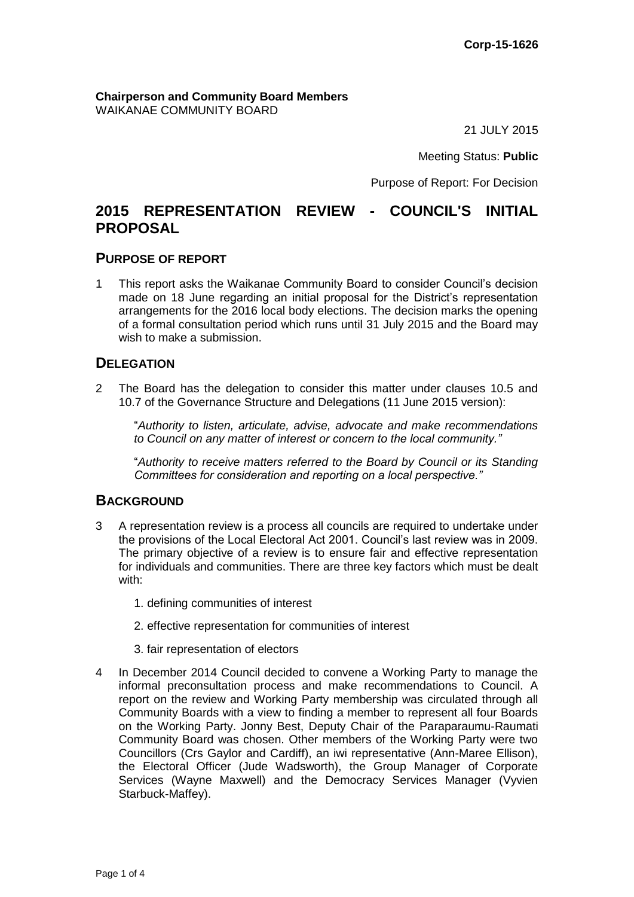**Corp-15-1626**

**Chairperson and Community Board Members**
WAIKANAE COMMUNITY BOARD

21 JULY 2015

Meeting Status: **Public**

Purpose of Report: For Decision

# 2015 REPRESENTATION REVIEW - COUNCIL'S INITIAL PROPOSAL

## PURPOSE OF REPORT

1 This report asks the Waikanae Community Board to consider Council's decision made on 18 June regarding an initial proposal for the District's representation arrangements for the 2016 local body elections. The decision marks the opening of a formal consultation period which runs until 31 July 2015 and the Board may wish to make a submission.

## DELEGATION

2 The Board has the delegation to consider this matter under clauses 10.5 and 10.7 of the Governance Structure and Delegations (11 June 2015 version):

"*Authority to listen, articulate, advise, advocate and make recommendations to Council on any matter of interest or concern to the local community.*"

"*Authority to receive matters referred to the Board by Council or its Standing Committees for consideration and reporting on a local perspective.*"

## BACKGROUND

3 A representation review is a process all councils are required to undertake under the provisions of the Local Electoral Act 2001. Council's last review was in 2009. The primary objective of a review is to ensure fair and effective representation for individuals and communities. There are three key factors which must be dealt with:

1. defining communities of interest
2. effective representation for communities of interest
3. fair representation of electors

4 In December 2014 Council decided to convene a Working Party to manage the informal preconsultation process and make recommendations to Council. A report on the review and Working Party membership was circulated through all Community Boards with a view to finding a member to represent all four Boards on the Working Party. Jonny Best, Deputy Chair of the Paraparaumu-Raumati Community Board was chosen. Other members of the Working Party were two Councillors (Crs Gaylor and Cardiff), an iwi representative (Ann-Maree Ellison), the Electoral Officer (Jude Wadsworth), the Group Manager of Corporate Services (Wayne Maxwell) and the Democracy Services Manager (Vyvien Starbuck-Maffey).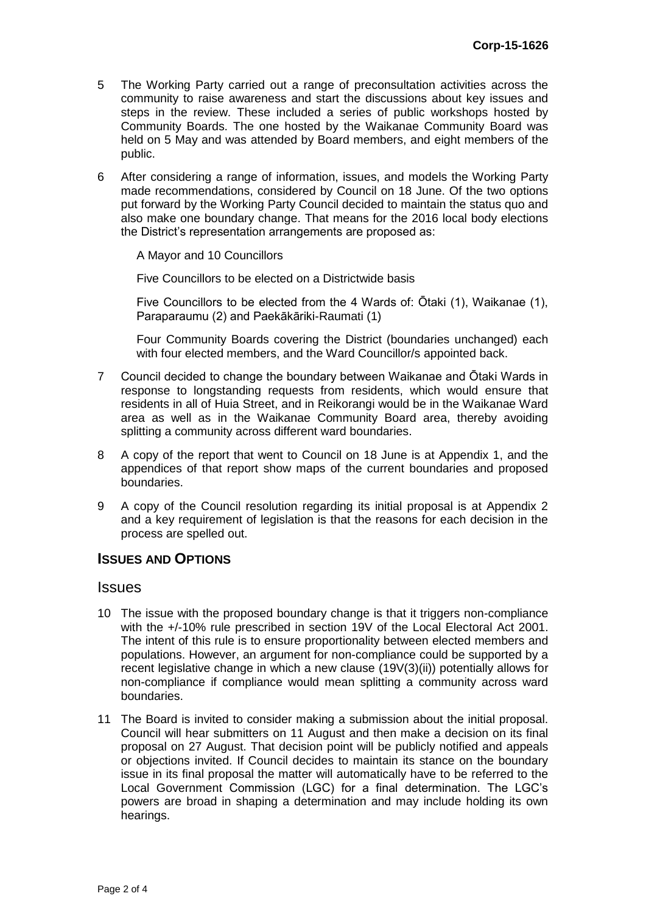5 The Working Party carried out a range of preconsultation activities across the community to raise awareness and start the discussions about key issues and steps in the review. These included a series of public workshops hosted by Community Boards. The one hosted by the Waikanae Community Board was held on 5 May and was attended by Board members, and eight members of the public.

6 After considering a range of information, issues, and models the Working Party made recommendations, considered by Council on 18 June. Of the two options put forward by the Working Party Council decided to maintain the status quo and also make one boundary change. That means for the 2016 local body elections the District's representation arrangements are proposed as:

   A Mayor and 10 Councillors

   Five Councillors to be elected on a Districtwide basis

   Five Councillors to be elected from the 4 Wards of: Ōtaki (1), Waikanae (1), Paraparaumu (2) and Paekākāriki-Raumati (1)

   Four Community Boards covering the District (boundaries unchanged) each with four elected members, and the Ward Councillor/s appointed back.

7 Council decided to change the boundary between Waikanae and Ōtaki Wards in response to longstanding requests from residents, which would ensure that residents in all of Huia Street, and in Reikorangi would be in the Waikanae Ward area as well as in the Waikanae Community Board area, thereby avoiding splitting a community across different ward boundaries.

8 A copy of the report that went to Council on 18 June is at Appendix 1, and the appendices of that report show maps of the current boundaries and proposed boundaries.

9 A copy of the Council resolution regarding its initial proposal is at Appendix 2 and a key requirement of legislation is that the reasons for each decision in the process are spelled out.

## ISSUES AND OPTIONS

### Issues

10 The issue with the proposed boundary change is that it triggers non-compliance with the +/-10% rule prescribed in section 19V of the Local Electoral Act 2001. The intent of this rule is to ensure proportionality between elected members and populations. However, an argument for non-compliance could be supported by a recent legislative change in which a new clause (19V(3)(ii)) potentially allows for non-compliance if compliance would mean splitting a community across ward boundaries.

11 The Board is invited to consider making a submission about the initial proposal. Council will hear submitters on 11 August and then make a decision on its final proposal on 27 August. That decision point will be publicly notified and appeals or objections invited. If Council decides to maintain its stance on the boundary issue in its final proposal the matter will automatically have to be referred to the Local Government Commission (LGC) for a final determination. The LGC's powers are broad in shaping a determination and may include holding its own hearings.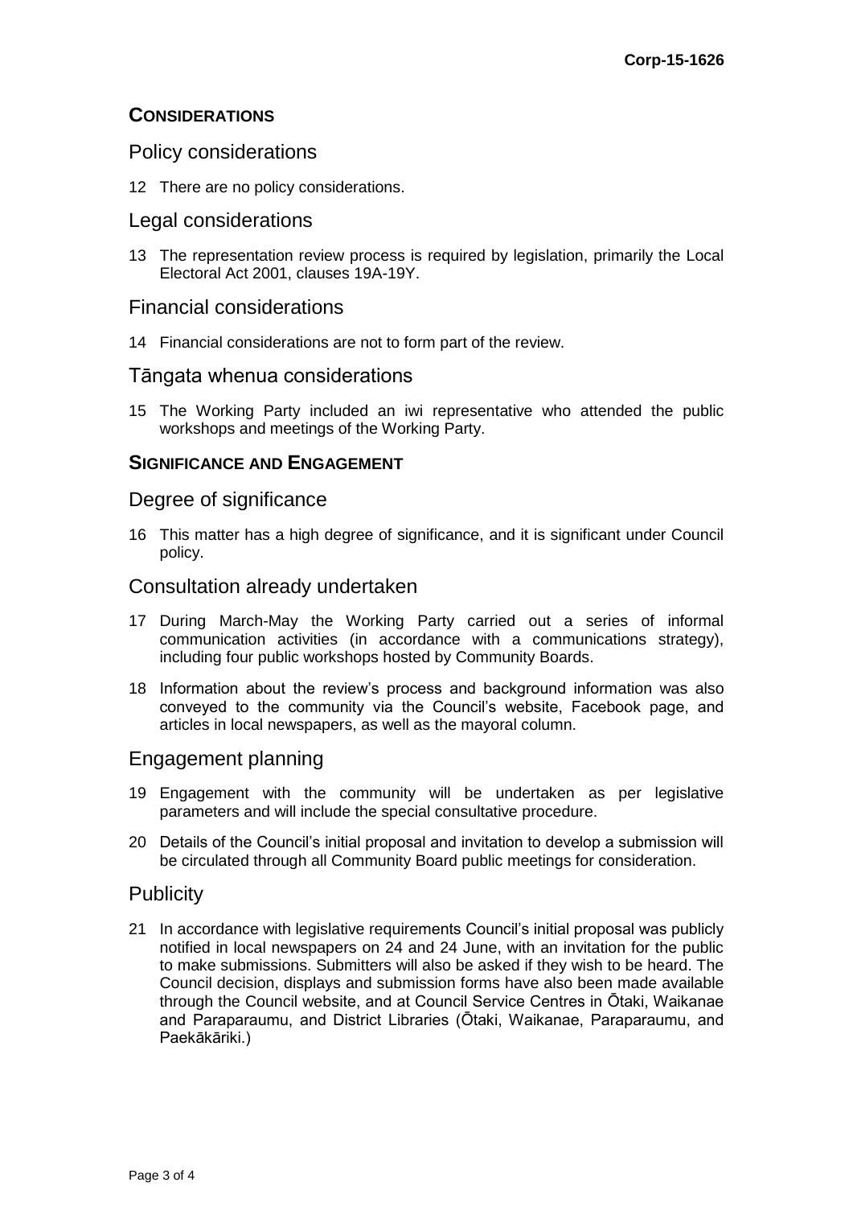## CONSIDERATIONS

### Policy considerations

12 There are no policy considerations.

### Legal considerations

13 The representation review process is required by legislation, primarily the Local Electoral Act 2001, clauses 19A-19Y.

### Financial considerations

14 Financial considerations are not to form part of the review.

### Tāngata whenua considerations

15 The Working Party included an iwi representative who attended the public workshops and meetings of the Working Party.

## SIGNIFICANCE AND ENGAGEMENT

### Degree of significance

16 This matter has a high degree of significance, and it is significant under Council policy.

### Consultation already undertaken

17 During March-May the Working Party carried out a series of informal communication activities (in accordance with a communications strategy), including four public workshops hosted by Community Boards.

18 Information about the review's process and background information was also conveyed to the community via the Council's website, Facebook page, and articles in local newspapers, as well as the mayoral column.

### Engagement planning

19 Engagement with the community will be undertaken as per legislative parameters and will include the special consultative procedure.

20 Details of the Council's initial proposal and invitation to develop a submission will be circulated through all Community Board public meetings for consideration.

### Publicity

21 In accordance with legislative requirements Council's initial proposal was publicly notified in local newspapers on 24 and 24 June, with an invitation for the public to make submissions. Submitters will also be asked if they wish to be heard. The Council decision, displays and submission forms have also been made available through the Council website, and at Council Service Centres in Ōtaki, Waikanae and Paraparaumu, and District Libraries (Ōtaki, Waikanae, Paraparaumu, and Paekākāriki.)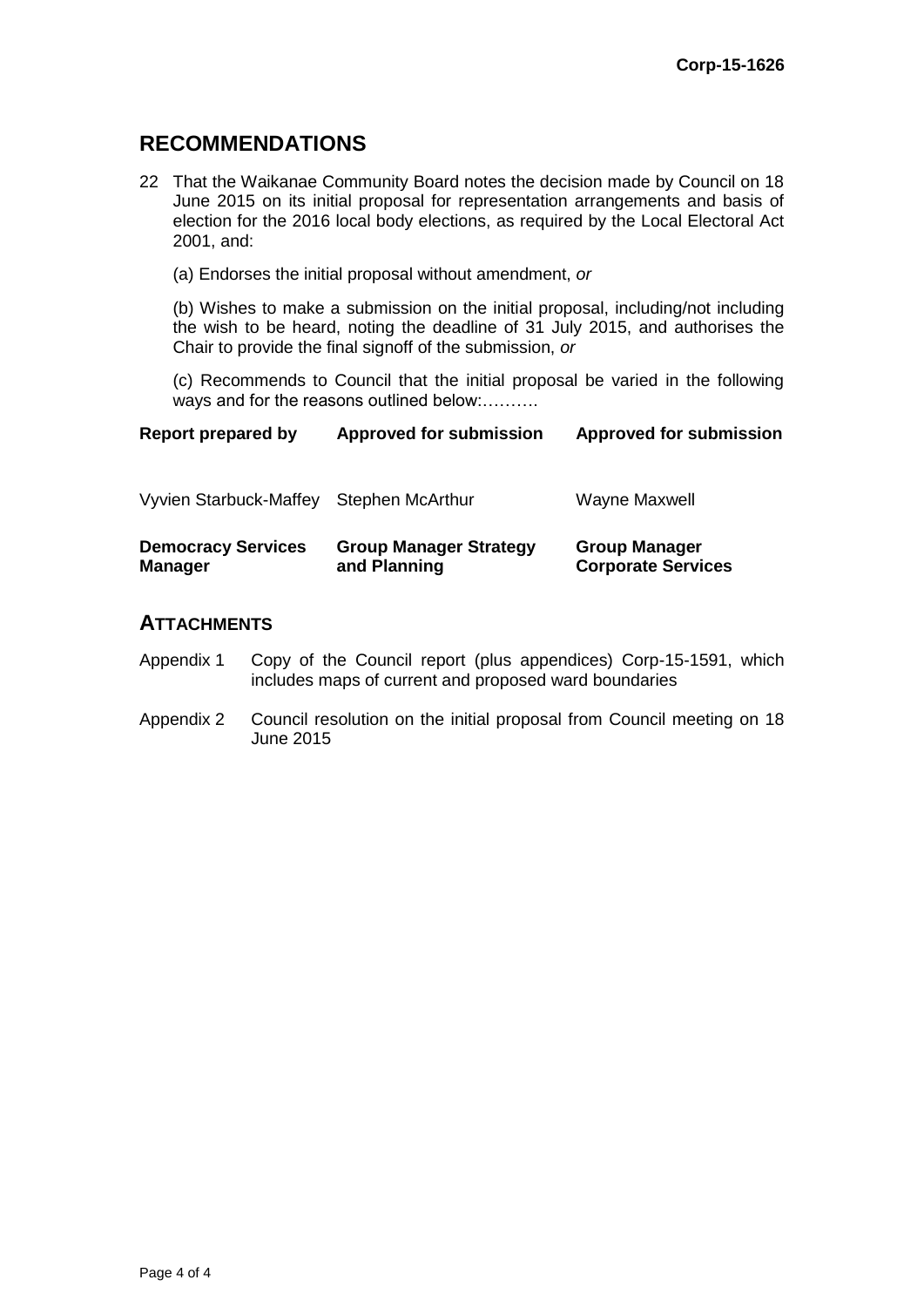## RECOMMENDATIONS

22 That the Waikanae Community Board notes the decision made by Council on 18 June 2015 on its initial proposal for representation arrangements and basis of election for the 2016 local body elections, as required by the Local Electoral Act 2001, and:

(a) Endorses the initial proposal without amendment, *or*

(b) Wishes to make a submission on the initial proposal, including/not including the wish to be heard, noting the deadline of 31 July 2015, and authorises the Chair to provide the final signoff of the submission, *or*

(c) Recommends to Council that the initial proposal be varied in the following ways and for the reasons outlined below:……….

| Report prepared by | Approved for submission | Approved for submission |
|---|---|---|
| Vyvien Starbuck-Maffey | Stephen McArthur | Wayne Maxwell |
| **Democracy Services Manager** | **Group Manager Strategy and Planning** | **Group Manager Corporate Services** |

## ATTACHMENTS

Appendix 1 Copy of the Council report (plus appendices) Corp-15-1591, which includes maps of current and proposed ward boundaries

Appendix 2 Council resolution on the initial proposal from Council meeting on 18 June 2015